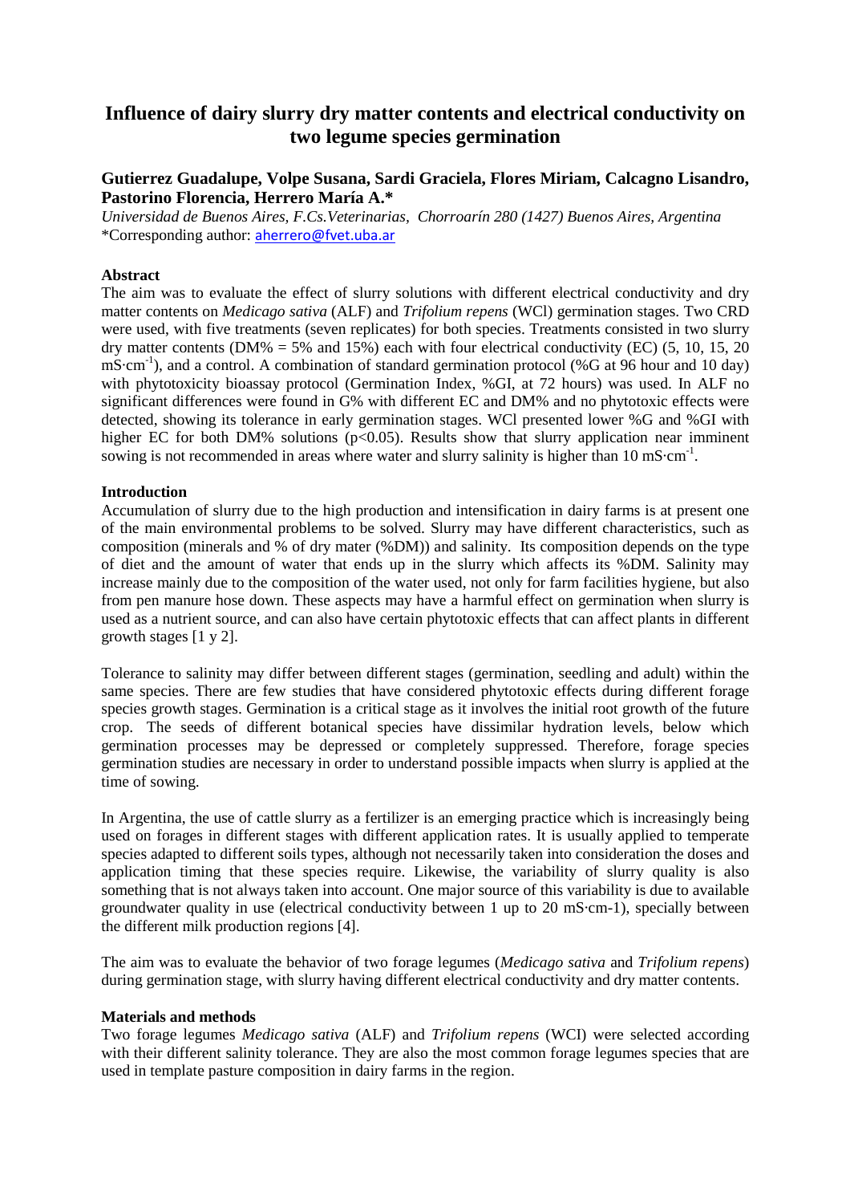# Influence of dairy slurry dry matter contents and electrical conductivity on two legume species germination

**Gutierrez Guadalupe, Volpe Susana, Sardi Graciela, Flores Miriam, Calcagno Lisandro, Pastorino Florencia, Herrero María A.***

*Universidad de Buenos Aires, F.Cs.Veterinarias, Chorroarín 280 (1427) Buenos Aires, Argentina*
*Corresponding author: aherrero@fvet.uba.ar

## Abstract

The aim was to evaluate the effect of slurry solutions with different electrical conductivity and dry matter contents on *Medicago sativa* (ALF) and *Trifolium repens* (WCl) germination stages. Two CRD were used, with five treatments (seven replicates) for both species. Treatments consisted in two slurry dry matter contents (DM% = 5% and 15%) each with four electrical conductivity (EC) (5, 10, 15, 20 $mS{\cdot}cm^{-1}$), and a control. A combination of standard germination protocol (%G at 96 hour and 10 day) with phytotoxicity bioassay protocol (Germination Index, %GI, at 72 hours) was used. In ALF no significant differences were found in G% with different EC and DM% and no phytotoxic effects were detected, showing its tolerance in early germination stages. WCl presented lower %G and %GI with higher EC for both DM% solutions ($p<0.05$). Results show that slurry application near imminent sowing is not recommended in areas where water and slurry salinity is higher than 10 $mS{\cdot}cm^{-1}$.

## Introduction

Accumulation of slurry due to the high production and intensification in dairy farms is at present one of the main environmental problems to be solved. Slurry may have different characteristics, such as composition (minerals and % of dry mater (%DM)) and salinity. Its composition depends on the type of diet and the amount of water that ends up in the slurry which affects its %DM. Salinity may increase mainly due to the composition of the water used, not only for farm facilities hygiene, but also from pen manure hose down. These aspects may have a harmful effect on germination when slurry is used as a nutrient source, and can also have certain phytotoxic effects that can affect plants in different growth stages [1 y 2].

Tolerance to salinity may differ between different stages (germination, seedling and adult) within the same species. There are few studies that have considered phytotoxic effects during different forage species growth stages. Germination is a critical stage as it involves the initial root growth of the future crop. The seeds of different botanical species have dissimilar hydration levels, below which germination processes may be depressed or completely suppressed. Therefore, forage species germination studies are necessary in order to understand possible impacts when slurry is applied at the time of sowing.

In Argentina, the use of cattle slurry as a fertilizer is an emerging practice which is increasingly being used on forages in different stages with different application rates. It is usually applied to temperate species adapted to different soils types, although not necessarily taken into consideration the doses and application timing that these species require. Likewise, the variability of slurry quality is also something that is not always taken into account. One major source of this variability is due to available groundwater quality in use (electrical conductivity between 1 up to 20 mS·cm-1), specially between the different milk production regions [4].

The aim was to evaluate the behavior of two forage legumes (*Medicago sativa* and *Trifolium repens*) during germination stage, with slurry having different electrical conductivity and dry matter contents.

## Materials and methods

Two forage legumes *Medicago sativa* (ALF) and *Trifolium repens* (WCI) were selected according with their different salinity tolerance. They are also the most common forage legumes species that are used in template pasture composition in dairy farms in the region.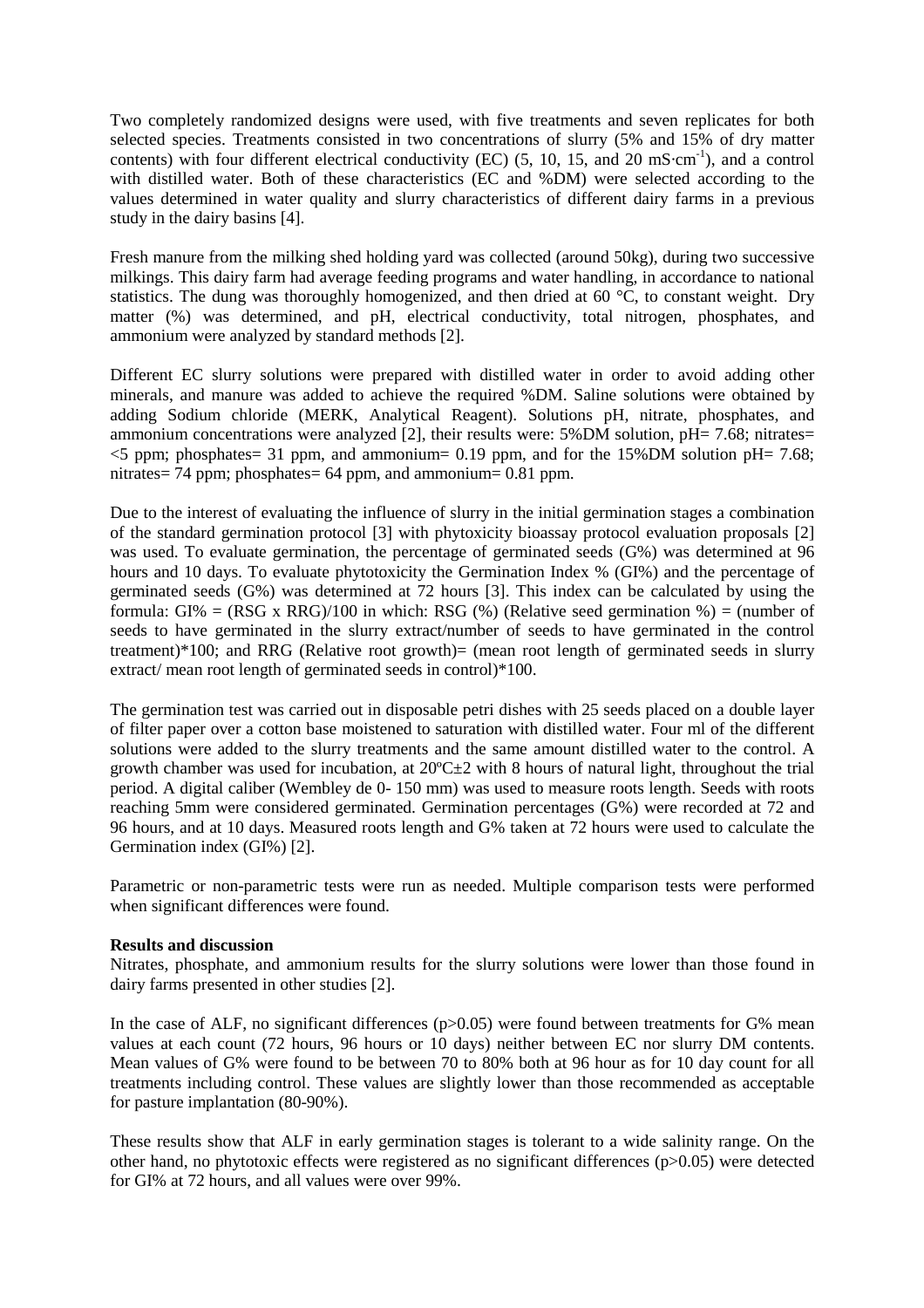Two completely randomized designs were used, with five treatments and seven replicates for both selected species. Treatments consisted in two concentrations of slurry (5% and 15% of dry matter contents) with four different electrical conductivity (EC) (5, 10, 15, and 20 $mS \cdot cm^{-1}$), and a control with distilled water. Both of these characteristics (EC and %DM) were selected according to the values determined in water quality and slurry characteristics of different dairy farms in a previous study in the dairy basins [4].

Fresh manure from the milking shed holding yard was collected (around 50kg), during two successive milkings. This dairy farm had average feeding programs and water handling, in accordance to national statistics. The dung was thoroughly homogenized, and then dried at 60 °C, to constant weight. Dry matter (%) was determined, and pH, electrical conductivity, total nitrogen, phosphates, and ammonium were analyzed by standard methods [2].

Different EC slurry solutions were prepared with distilled water in order to avoid adding other minerals, and manure was added to achieve the required %DM. Saline solutions were obtained by adding Sodium chloride (MERK, Analytical Reagent). Solutions pH, nitrate, phosphates, and ammonium concentrations were analyzed [2], their results were: 5%DM solution, pH= 7.68; nitrates= <5 ppm; phosphates= 31 ppm, and ammonium= 0.19 ppm, and for the 15%DM solution pH= 7.68; nitrates= 74 ppm; phosphates= 64 ppm, and ammonium= 0.81 ppm.

Due to the interest of evaluating the influence of slurry in the initial germination stages a combination of the standard germination protocol [3] with phytoxicity bioassay protocol evaluation proposals [2] was used. To evaluate germination, the percentage of germinated seeds (G%) was determined at 96 hours and 10 days. To evaluate phytotoxicity the Germination Index % (GI%) and the percentage of germinated seeds (G%) was determined at 72 hours [3]. This index can be calculated by using the formula: GI% = (RSG x RRG)/100 in which: RSG (%) (Relative seed germination %) = (number of seeds to have germinated in the slurry extract/number of seeds to have germinated in the control treatment)*100; and RRG (Relative root growth)= (mean root length of germinated seeds in slurry extract/ mean root length of germinated seeds in control)*100.

The germination test was carried out in disposable petri dishes with 25 seeds placed on a double layer of filter paper over a cotton base moistened to saturation with distilled water. Four ml of the different solutions were added to the slurry treatments and the same amount distilled water to the control. A growth chamber was used for incubation, at 20ºC±2 with 8 hours of natural light, throughout the trial period. A digital caliber (Wembley de 0- 150 mm) was used to measure roots length. Seeds with roots reaching 5mm were considered germinated. Germination percentages (G%) were recorded at 72 and 96 hours, and at 10 days. Measured roots length and G% taken at 72 hours were used to calculate the Germination index (GI%) [2].

Parametric or non-parametric tests were run as needed. Multiple comparison tests were performed when significant differences were found.

**Results and discussion**

Nitrates, phosphate, and ammonium results for the slurry solutions were lower than those found in dairy farms presented in other studies [2].

In the case of ALF, no significant differences ($p>0.05$) were found between treatments for G% mean values at each count (72 hours, 96 hours or 10 days) neither between EC nor slurry DM contents. Mean values of G% were found to be between 70 to 80% both at 96 hour as for 10 day count for all treatments including control. These values are slightly lower than those recommended as acceptable for pasture implantation (80-90%).

These results show that ALF in early germination stages is tolerant to a wide salinity range. On the other hand, no phytotoxic effects were registered as no significant differences ($p>0.05$) were detected for GI% at 72 hours, and all values were over 99%.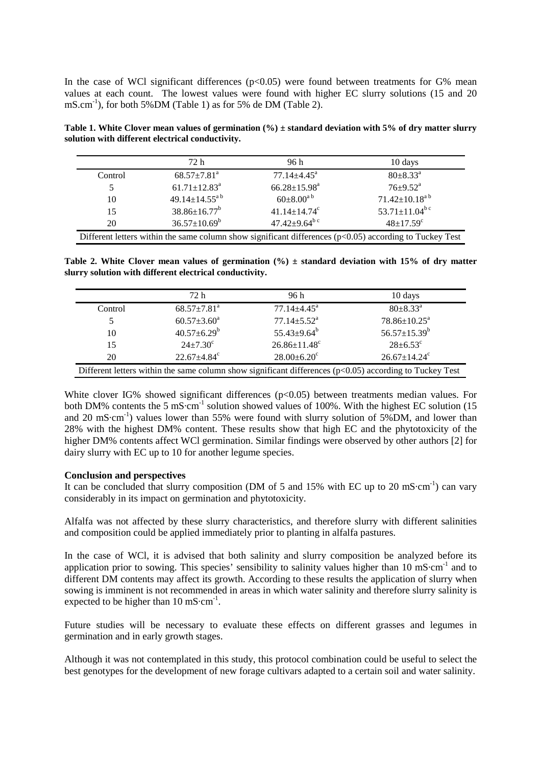In the case of WCl significant differences ($p<0.05$) were found between treatments for G% mean values at each count. The lowest values were found with higher EC slurry solutions (15 and 20 $mS.cm^{-1}$), for both 5%DM (Table 1) as for 5% de DM (Table 2).

**Table 1. White Clover mean values of germination (%) ± standard deviation with 5% of dry matter slurry solution with different electrical conductivity.**

| | 72 h | 96 h | 10 days |
|---|---|---|---|
| Control | $68.57{\pm}7.81^{a}$ | $77.14{\pm}4.45^{a}$ | $80{\pm}8.33^{a}$ |
| 5 | $61.71{\pm}12.83^{a}$ | $66.28{\pm}15.98^{a}$ | $76{\pm}9.52^{a}$ |
| 10 | $49.14{\pm}14.55^{ab}$ | $60{\pm}8.00^{ab}$ | $71.42{\pm}10.18^{ab}$ |
| 15 | $38.86{\pm}16.77^{b}$ | $41.14{\pm}14.74^{c}$ | $53.71{\pm}11.04^{bc}$ |
| 20 | $36.57{\pm}10.69^{b}$ | $47.42{\pm}9.64^{bc}$ | $48{\pm}17.59^{c}$ |

Different letters within the same column show significant differences ($p<0.05$) according to Tuckey Test

**Table 2. White Clover mean values of germination (%) ± standard deviation with 15% of dry matter slurry solution with different electrical conductivity.**

| | 72 h | 96 h | 10 days |
|---|---|---|---|
| Control | $68.57{\pm}7.81^{a}$ | $77.14{\pm}4.45^{a}$ | $80{\pm}8.33^{a}$ |
| 5 | $60.57{\pm}3.60^{a}$ | $77.14{\pm}5.52^{a}$ | $78.86{\pm}10.25^{a}$ |
| 10 | $40.57{\pm}6.29^{b}$ | $55.43{\pm}9.64^{b}$ | $56.57{\pm}15.39^{b}$ |
| 15 | $24{\pm}7.30^{c}$ | $26.86{\pm}11.48^{c}$ | $28{\pm}6.53^{c}$ |
| 20 | $22.67{\pm}4.84^{c}$ | $28.00{\pm}6.20^{c}$ | $26.67{\pm}14.24^{c}$ |

Different letters within the same column show significant differences ($p<0.05$) according to Tuckey Test

White clover IG% showed significant differences ($p<0.05$) between treatments median values. For both DM% contents the 5 $mS{\cdot}cm^{-1}$ solution showed values of 100%. With the highest EC solution (15 and 20 $mS{\cdot}cm^{-1}$) values lower than 55% were found with slurry solution of 5%DM, and lower than 28% with the highest DM% content. These results show that high EC and the phytotoxicity of the higher DM% contents affect WCl germination. Similar findings were observed by other authors [2] for dairy slurry with EC up to 10 for another legume species.

**Conclusion and perspectives**

It can be concluded that slurry composition (DM of 5 and 15% with EC up to 20 $mS{\cdot}cm^{-1}$) can vary considerably in its impact on germination and phytotoxicity.

Alfalfa was not affected by these slurry characteristics, and therefore slurry with different salinities and composition could be applied immediately prior to planting in alfalfa pastures.

In the case of WCl, it is advised that both salinity and slurry composition be analyzed before its application prior to sowing. This species' sensibility to salinity values higher than 10 $mS{\cdot}cm^{-1}$ and to different DM contents may affect its growth. According to these results the application of slurry when sowing is imminent is not recommended in areas in which water salinity and therefore slurry salinity is expected to be higher than 10 $mS{\cdot}cm^{-1}$.

Future studies will be necessary to evaluate these effects on different grasses and legumes in germination and in early growth stages.

Although it was not contemplated in this study, this protocol combination could be useful to select the best genotypes for the development of new forage cultivars adapted to a certain soil and water salinity.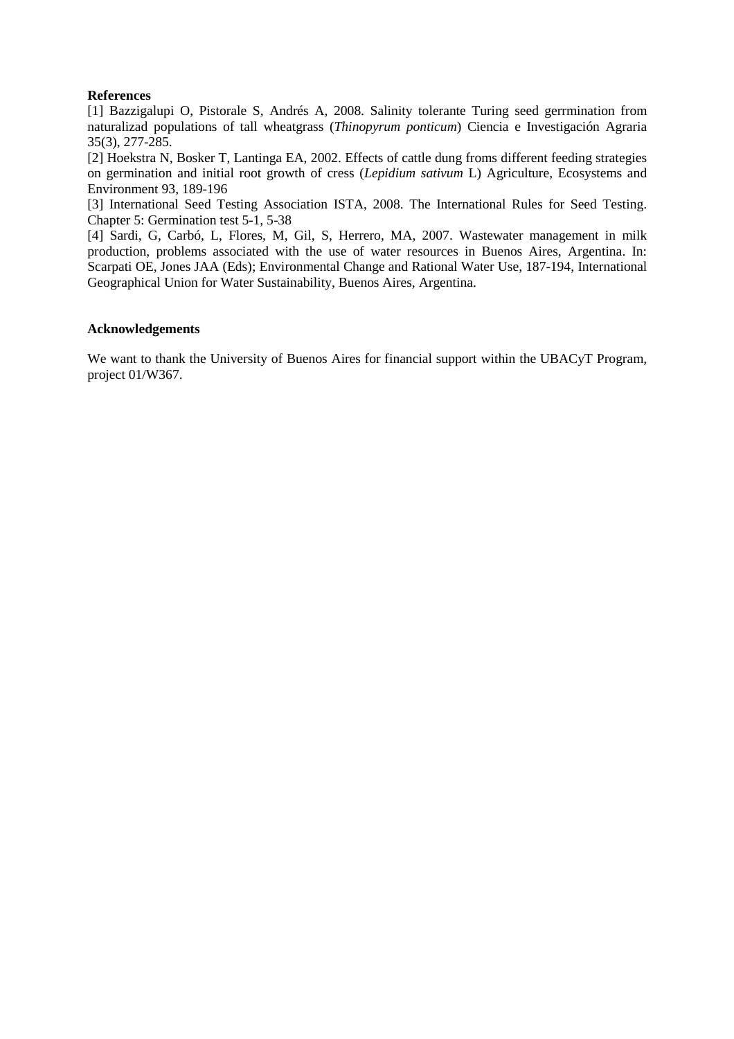**References**

[1] Bazzigalupi O, Pistorale S, Andrés A, 2008. Salinity tolerante Turing seed gerrmination from naturalizad populations of tall wheatgrass (*Thinopyrum ponticum*) Ciencia e Investigación Agraria 35(3), 277-285.

[2] Hoekstra N, Bosker T, Lantinga EA, 2002. Effects of cattle dung froms different feeding strategies on germination and initial root growth of cress (*Lepidium sativum* L) Agriculture, Ecosystems and Environment 93, 189-196

[3] International Seed Testing Association ISTA, 2008. The International Rules for Seed Testing. Chapter 5: Germination test 5-1, 5-38

[4] Sardi, G, Carbó, L, Flores, M, Gil, S, Herrero, MA, 2007. Wastewater management in milk production, problems associated with the use of water resources in Buenos Aires, Argentina. In: Scarpati OE, Jones JAA (Eds); Environmental Change and Rational Water Use, 187-194, International Geographical Union for Water Sustainability, Buenos Aires, Argentina.

**Acknowledgements**

We want to thank the University of Buenos Aires for financial support within the UBACyT Program, project 01/W367.